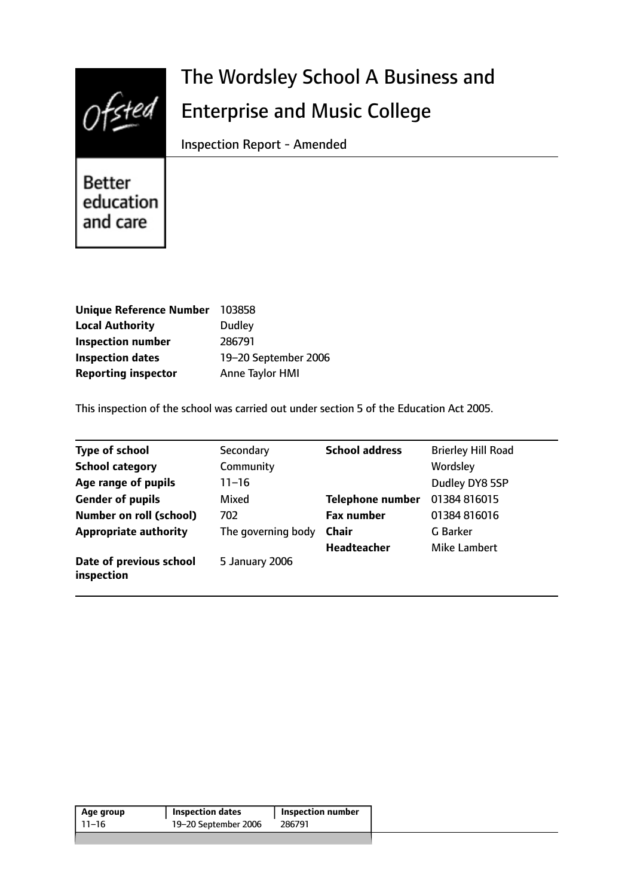Ofsted

Better education and care

# The Wordsley School A Business and Enterprise and Music College

Inspection Report - Amended

| | |
|---|---|
| **Unique Reference Number** | 103858 |
| **Local Authority** | Dudley |
| **Inspection number** | 286791 |
| **Inspection dates** | 19–20 September 2006 |
| **Reporting inspector** | Anne Taylor HMI |

This inspection of the school was carried out under section 5 of the Education Act 2005.

| | | | |
|---|---|---|---|
| **Type of school** | Secondary | **School address** | Brierley Hill Road |
| **School category** | Community | | Wordsley |
| **Age range of pupils** | 11–16 | | Dudley DY8 5SP |
| **Gender of pupils** | Mixed | **Telephone number** | 01384 816015 |
| **Number on roll (school)** | 702 | **Fax number** | 01384 816016 |
| **Appropriate authority** | The governing body | **Chair** | G Barker |
| | | **Headteacher** | Mike Lambert |
| **Date of previous school inspection** | 5 January 2006 | | |

| Age group | Inspection dates | Inspection number |
|---|---|---|
| 11–16 | 19–20 September 2006 | 286791 |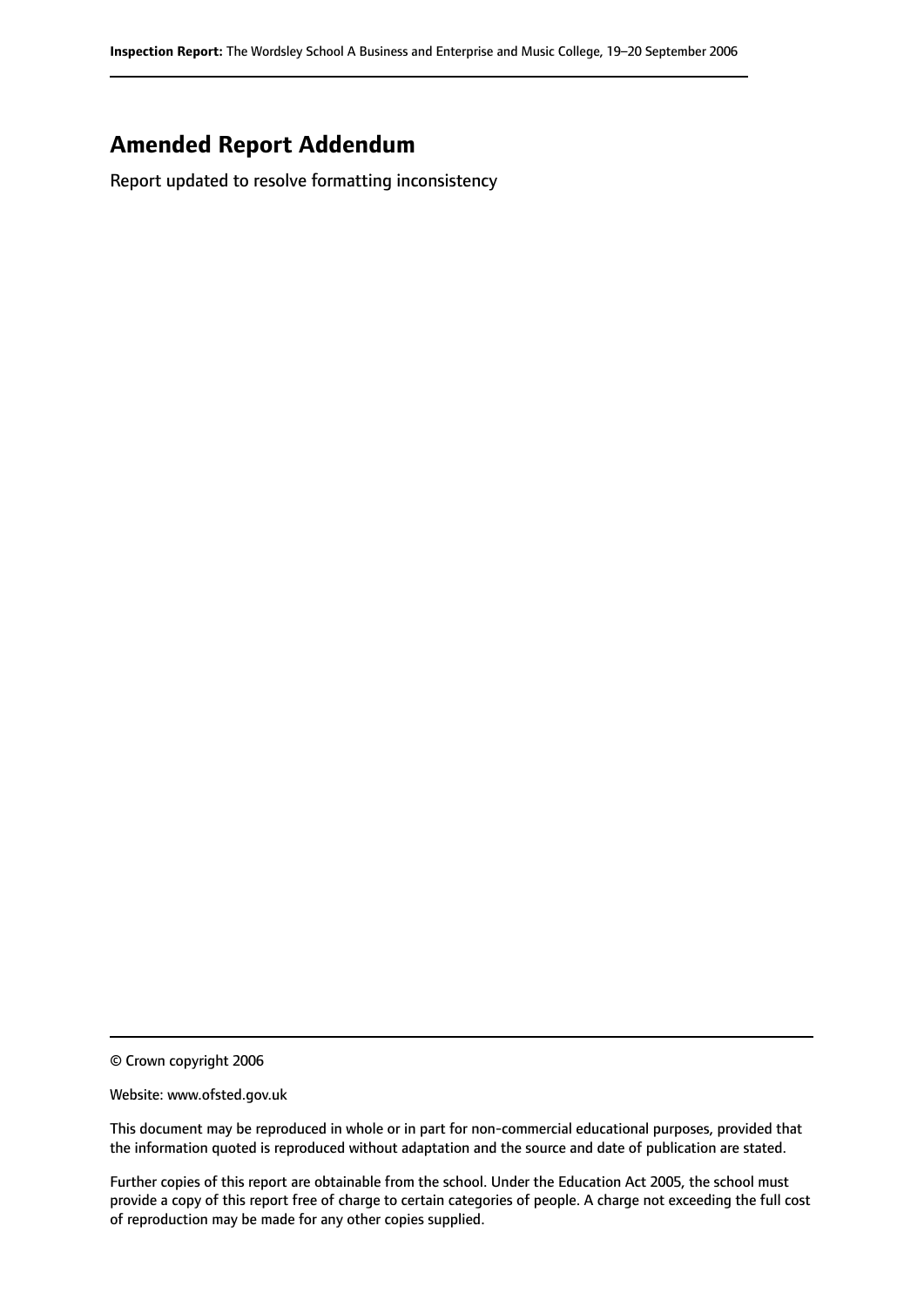# Amended Report Addendum

Report updated to resolve formatting inconsistency

© Crown copyright 2006

Website: www.ofsted.gov.uk

This document may be reproduced in whole or in part for non-commercial educational purposes, provided that the information quoted is reproduced without adaptation and the source and date of publication are stated.

Further copies of this report are obtainable from the school. Under the Education Act 2005, the school must provide a copy of this report free of charge to certain categories of people. A charge not exceeding the full cost of reproduction may be made for any other copies supplied.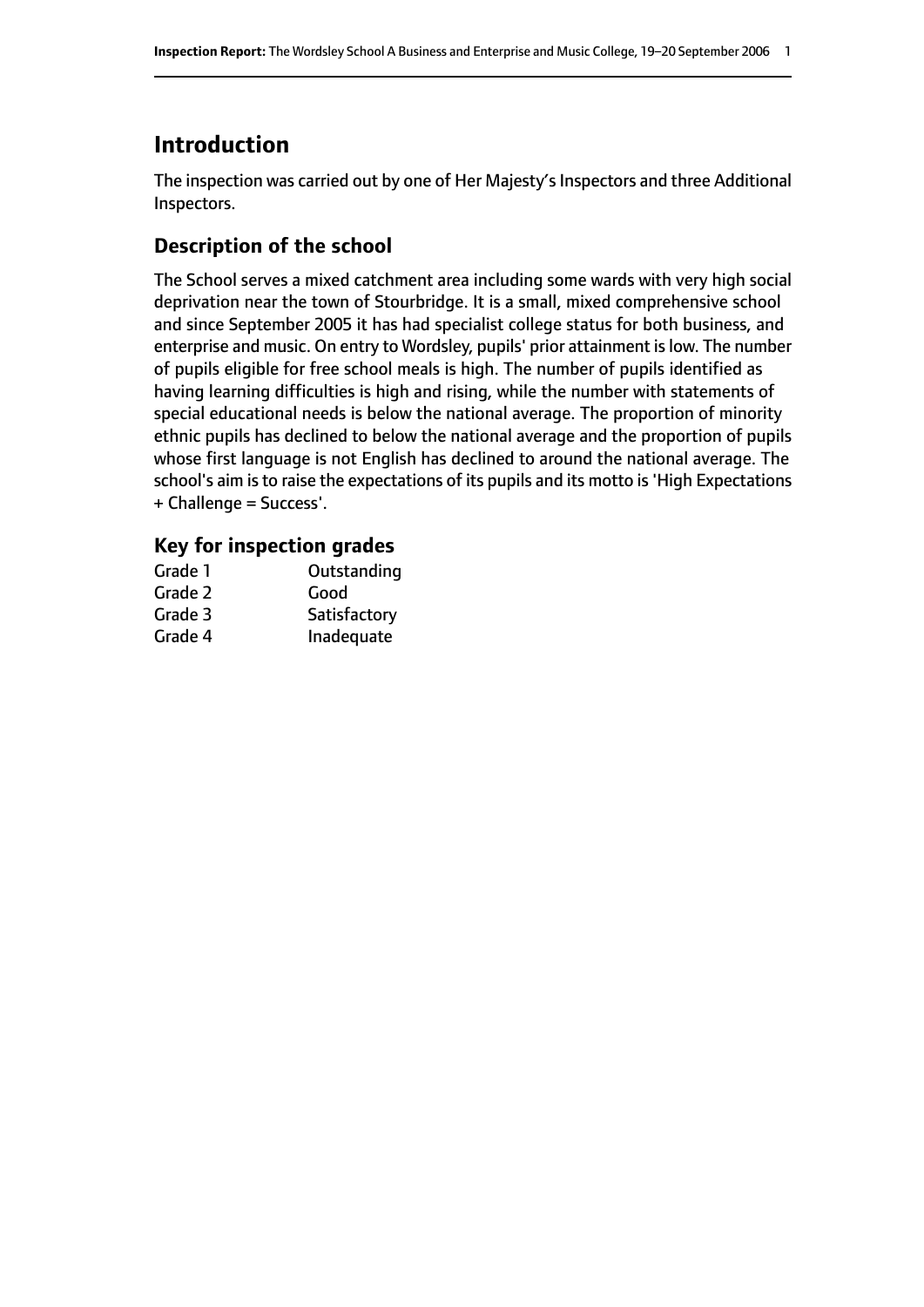# Introduction

The inspection was carried out by one of Her Majesty's Inspectors and three Additional Inspectors.

## Description of the school

The School serves a mixed catchment area including some wards with very high social deprivation near the town of Stourbridge. It is a small, mixed comprehensive school and since September 2005 it has had specialist college status for both business, and enterprise and music. On entry to Wordsley, pupils' prior attainment is low. The number of pupils eligible for free school meals is high. The number of pupils identified as having learning difficulties is high and rising, while the number with statements of special educational needs is below the national average. The proportion of minority ethnic pupils has declined to below the national average and the proportion of pupils whose first language is not English has declined to around the national average. The school's aim is to raise the expectations of its pupils and its motto is 'High Expectations + Challenge = Success'.

## Key for inspection grades

| | |
|---|---|
| Grade 1 | Outstanding |
| Grade 2 | Good |
| Grade 3 | Satisfactory |
| Grade 4 | Inadequate |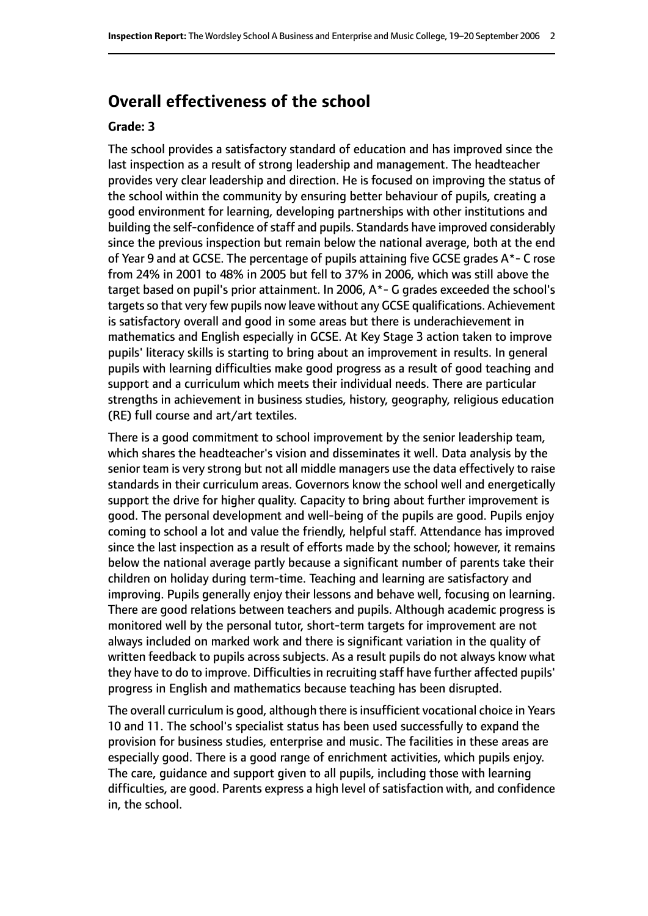## Overall effectiveness of the school

**Grade: 3**

The school provides a satisfactory standard of education and has improved since the last inspection as a result of strong leadership and management. The headteacher provides very clear leadership and direction. He is focused on improving the status of the school within the community by ensuring better behaviour of pupils, creating a good environment for learning, developing partnerships with other institutions and building the self-confidence of staff and pupils. Standards have improved considerably since the previous inspection but remain below the national average, both at the end of Year 9 and at GCSE. The percentage of pupils attaining five GCSE grades A*- C rose from 24% in 2001 to 48% in 2005 but fell to 37% in 2006, which was still above the target based on pupil's prior attainment. In 2006, A*- G grades exceeded the school's targets so that very few pupils now leave without any GCSE qualifications. Achievement is satisfactory overall and good in some areas but there is underachievement in mathematics and English especially in GCSE. At Key Stage 3 action taken to improve pupils' literacy skills is starting to bring about an improvement in results. In general pupils with learning difficulties make good progress as a result of good teaching and support and a curriculum which meets their individual needs. There are particular strengths in achievement in business studies, history, geography, religious education (RE) full course and art/art textiles.

There is a good commitment to school improvement by the senior leadership team, which shares the headteacher's vision and disseminates it well. Data analysis by the senior team is very strong but not all middle managers use the data effectively to raise standards in their curriculum areas. Governors know the school well and energetically support the drive for higher quality. Capacity to bring about further improvement is good. The personal development and well-being of the pupils are good. Pupils enjoy coming to school a lot and value the friendly, helpful staff. Attendance has improved since the last inspection as a result of efforts made by the school; however, it remains below the national average partly because a significant number of parents take their children on holiday during term-time. Teaching and learning are satisfactory and improving. Pupils generally enjoy their lessons and behave well, focusing on learning. There are good relations between teachers and pupils. Although academic progress is monitored well by the personal tutor, short-term targets for improvement are not always included on marked work and there is significant variation in the quality of written feedback to pupils across subjects. As a result pupils do not always know what they have to do to improve. Difficulties in recruiting staff have further affected pupils' progress in English and mathematics because teaching has been disrupted.

The overall curriculum is good, although there is insufficient vocational choice in Years 10 and 11. The school's specialist status has been used successfully to expand the provision for business studies, enterprise and music. The facilities in these areas are especially good. There is a good range of enrichment activities, which pupils enjoy. The care, guidance and support given to all pupils, including those with learning difficulties, are good. Parents express a high level of satisfaction with, and confidence in, the school.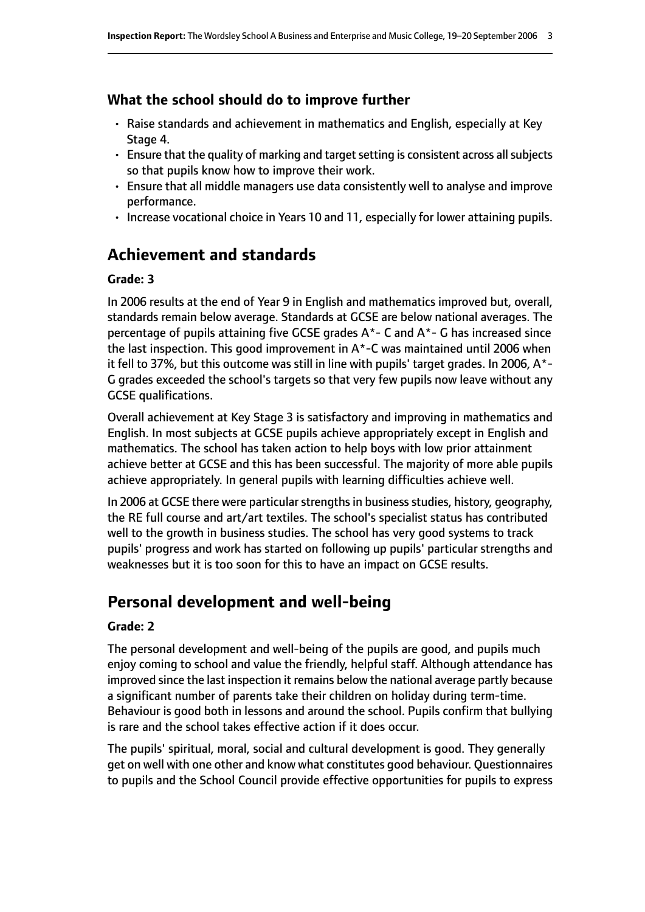### What the school should do to improve further

- Raise standards and achievement in mathematics and English, especially at Key Stage 4.
- Ensure that the quality of marking and target setting is consistent across all subjects so that pupils know how to improve their work.
- Ensure that all middle managers use data consistently well to analyse and improve performance.
- Increase vocational choice in Years 10 and 11, especially for lower attaining pupils.

## Achievement and standards

#### Grade: 3

In 2006 results at the end of Year 9 in English and mathematics improved but, overall, standards remain below average. Standards at GCSE are below national averages. The percentage of pupils attaining five GCSE grades A*- C and A*- G has increased since the last inspection. This good improvement in A*-C was maintained until 2006 when it fell to 37%, but this outcome was still in line with pupils' target grades. In 2006, A*-G grades exceeded the school's targets so that very few pupils now leave without any GCSE qualifications.

Overall achievement at Key Stage 3 is satisfactory and improving in mathematics and English. In most subjects at GCSE pupils achieve appropriately except in English and mathematics. The school has taken action to help boys with low prior attainment achieve better at GCSE and this has been successful. The majority of more able pupils achieve appropriately. In general pupils with learning difficulties achieve well.

In 2006 at GCSE there were particular strengths in business studies, history, geography, the RE full course and art/art textiles. The school's specialist status has contributed well to the growth in business studies. The school has very good systems to track pupils' progress and work has started on following up pupils' particular strengths and weaknesses but it is too soon for this to have an impact on GCSE results.

## Personal development and well-being

#### Grade: 2

The personal development and well-being of the pupils are good, and pupils much enjoy coming to school and value the friendly, helpful staff. Although attendance has improved since the last inspection it remains below the national average partly because a significant number of parents take their children on holiday during term-time. Behaviour is good both in lessons and around the school. Pupils confirm that bullying is rare and the school takes effective action if it does occur.

The pupils' spiritual, moral, social and cultural development is good. They generally get on well with one other and know what constitutes good behaviour. Questionnaires to pupils and the School Council provide effective opportunities for pupils to express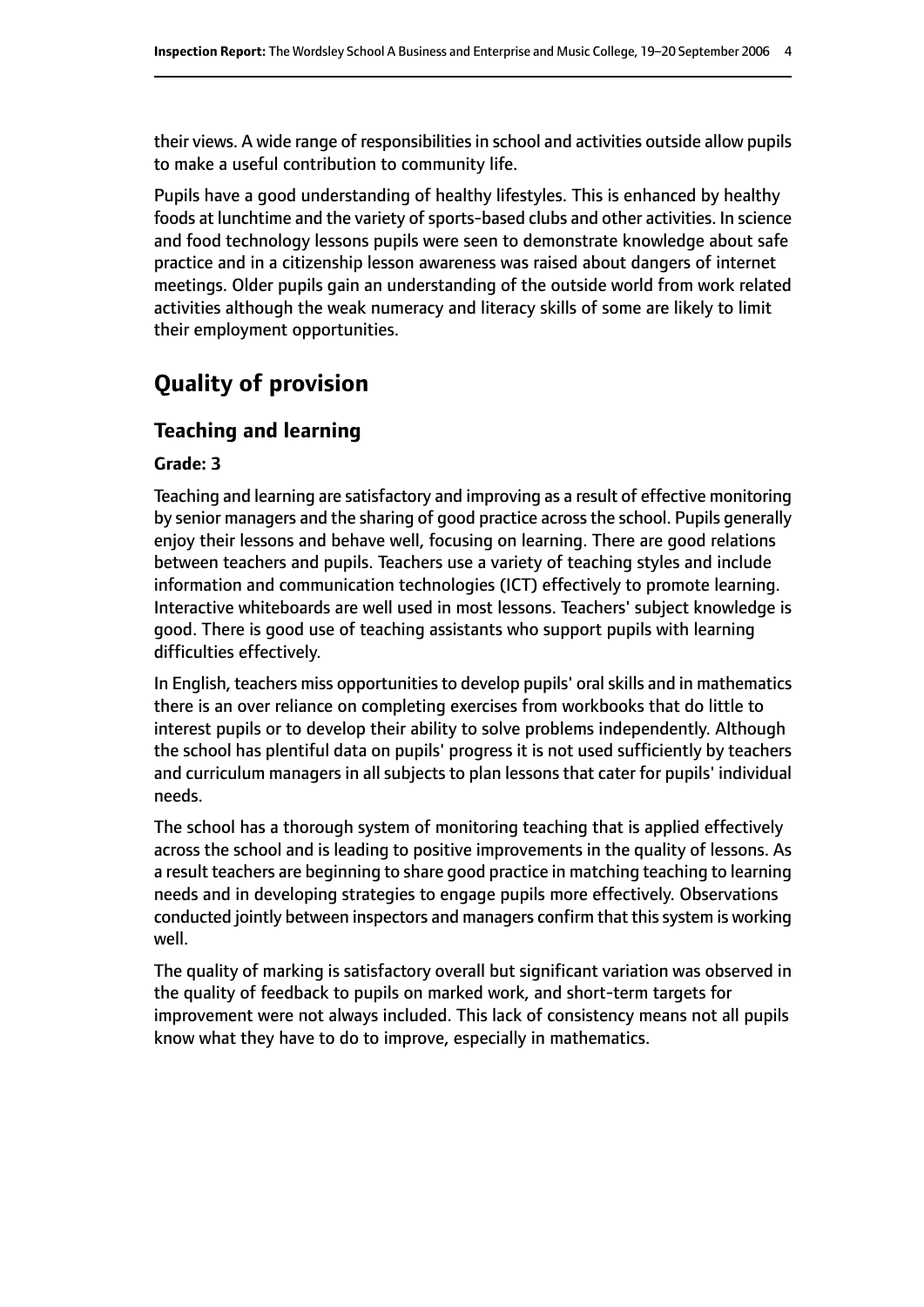their views. A wide range of responsibilities in school and activities outside allow pupils to make a useful contribution to community life.

Pupils have a good understanding of healthy lifestyles. This is enhanced by healthy foods at lunchtime and the variety of sports-based clubs and other activities. In science and food technology lessons pupils were seen to demonstrate knowledge about safe practice and in a citizenship lesson awareness was raised about dangers of internet meetings. Older pupils gain an understanding of the outside world from work related activities although the weak numeracy and literacy skills of some are likely to limit their employment opportunities.

# Quality of provision

## Teaching and learning

#### Grade: 3

Teaching and learning are satisfactory and improving as a result of effective monitoring by senior managers and the sharing of good practice across the school. Pupils generally enjoy their lessons and behave well, focusing on learning. There are good relations between teachers and pupils. Teachers use a variety of teaching styles and include information and communication technologies (ICT) effectively to promote learning. Interactive whiteboards are well used in most lessons. Teachers' subject knowledge is good. There is good use of teaching assistants who support pupils with learning difficulties effectively.

In English, teachers miss opportunities to develop pupils' oral skills and in mathematics there is an over reliance on completing exercises from workbooks that do little to interest pupils or to develop their ability to solve problems independently. Although the school has plentiful data on pupils' progress it is not used sufficiently by teachers and curriculum managers in all subjects to plan lessons that cater for pupils' individual needs.

The school has a thorough system of monitoring teaching that is applied effectively across the school and is leading to positive improvements in the quality of lessons. As a result teachers are beginning to share good practice in matching teaching to learning needs and in developing strategies to engage pupils more effectively. Observations conducted jointly between inspectors and managers confirm that this system is working well.

The quality of marking is satisfactory overall but significant variation was observed in the quality of feedback to pupils on marked work, and short-term targets for improvement were not always included. This lack of consistency means not all pupils know what they have to do to improve, especially in mathematics.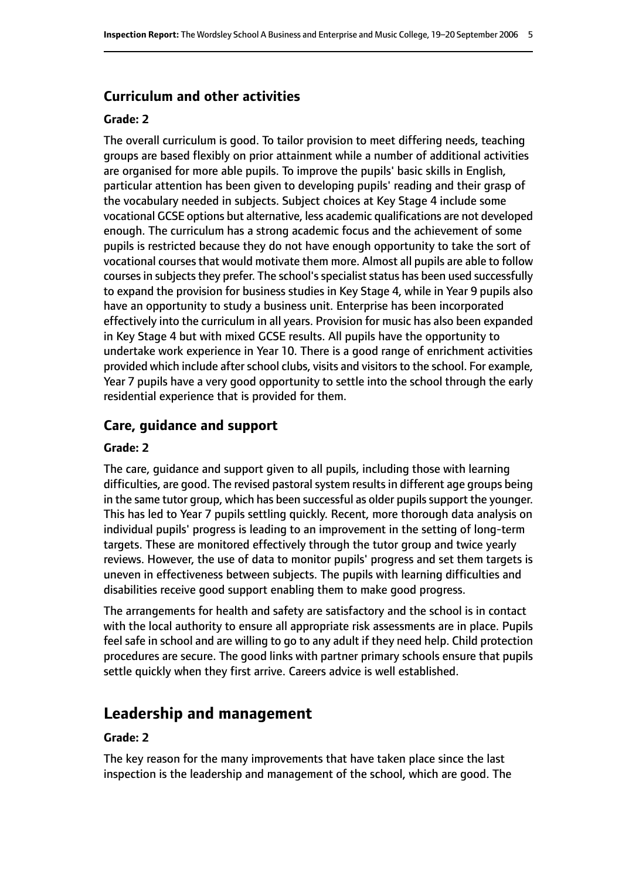### Curriculum and other activities

#### Grade: 2

The overall curriculum is good. To tailor provision to meet differing needs, teaching groups are based flexibly on prior attainment while a number of additional activities are organised for more able pupils. To improve the pupils' basic skills in English, particular attention has been given to developing pupils' reading and their grasp of the vocabulary needed in subjects. Subject choices at Key Stage 4 include some vocational GCSE options but alternative, less academic qualifications are not developed enough. The curriculum has a strong academic focus and the achievement of some pupils is restricted because they do not have enough opportunity to take the sort of vocational courses that would motivate them more. Almost all pupils are able to follow courses in subjects they prefer. The school's specialist status has been used successfully to expand the provision for business studies in Key Stage 4, while in Year 9 pupils also have an opportunity to study a business unit. Enterprise has been incorporated effectively into the curriculum in all years. Provision for music has also been expanded in Key Stage 4 but with mixed GCSE results. All pupils have the opportunity to undertake work experience in Year 10. There is a good range of enrichment activities provided which include after school clubs, visits and visitors to the school. For example, Year 7 pupils have a very good opportunity to settle into the school through the early residential experience that is provided for them.

### Care, guidance and support

#### Grade: 2

The care, guidance and support given to all pupils, including those with learning difficulties, are good. The revised pastoral system results in different age groups being in the same tutor group, which has been successful as older pupils support the younger. This has led to Year 7 pupils settling quickly. Recent, more thorough data analysis on individual pupils' progress is leading to an improvement in the setting of long-term targets. These are monitored effectively through the tutor group and twice yearly reviews. However, the use of data to monitor pupils' progress and set them targets is uneven in effectiveness between subjects. The pupils with learning difficulties and disabilities receive good support enabling them to make good progress.

The arrangements for health and safety are satisfactory and the school is in contact with the local authority to ensure all appropriate risk assessments are in place. Pupils feel safe in school and are willing to go to any adult if they need help. Child protection procedures are secure. The good links with partner primary schools ensure that pupils settle quickly when they first arrive. Careers advice is well established.

## Leadership and management

#### Grade: 2

The key reason for the many improvements that have taken place since the last inspection is the leadership and management of the school, which are good. The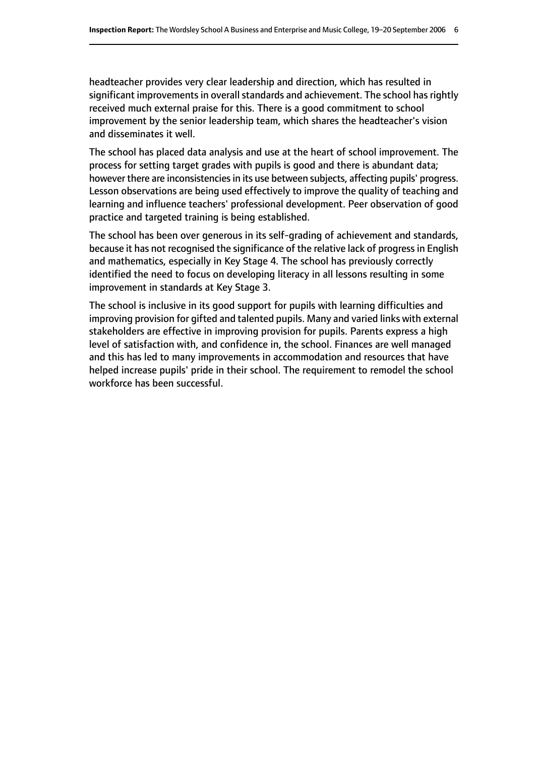headteacher provides very clear leadership and direction, which has resulted in significant improvements in overall standards and achievement. The school has rightly received much external praise for this. There is a good commitment to school improvement by the senior leadership team, which shares the headteacher's vision and disseminates it well.

The school has placed data analysis and use at the heart of school improvement. The process for setting target grades with pupils is good and there is abundant data; however there are inconsistencies in its use between subjects, affecting pupils' progress. Lesson observations are being used effectively to improve the quality of teaching and learning and influence teachers' professional development. Peer observation of good practice and targeted training is being established.

The school has been over generous in its self-grading of achievement and standards, because it has not recognised the significance of the relative lack of progress in English and mathematics, especially in Key Stage 4. The school has previously correctly identified the need to focus on developing literacy in all lessons resulting in some improvement in standards at Key Stage 3.

The school is inclusive in its good support for pupils with learning difficulties and improving provision for gifted and talented pupils. Many and varied links with external stakeholders are effective in improving provision for pupils. Parents express a high level of satisfaction with, and confidence in, the school. Finances are well managed and this has led to many improvements in accommodation and resources that have helped increase pupils' pride in their school. The requirement to remodel the school workforce has been successful.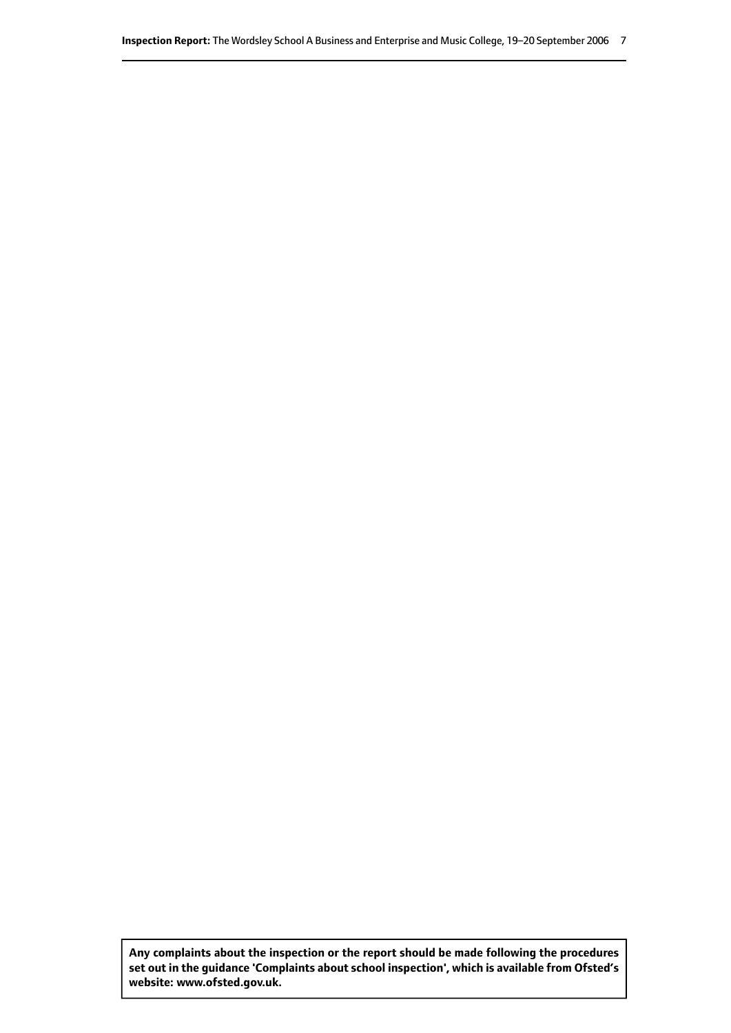**Any complaints about the inspection or the report should be made following the procedures set out in the guidance 'Complaints about school inspection', which is available from Ofsted's website: www.ofsted.gov.uk.**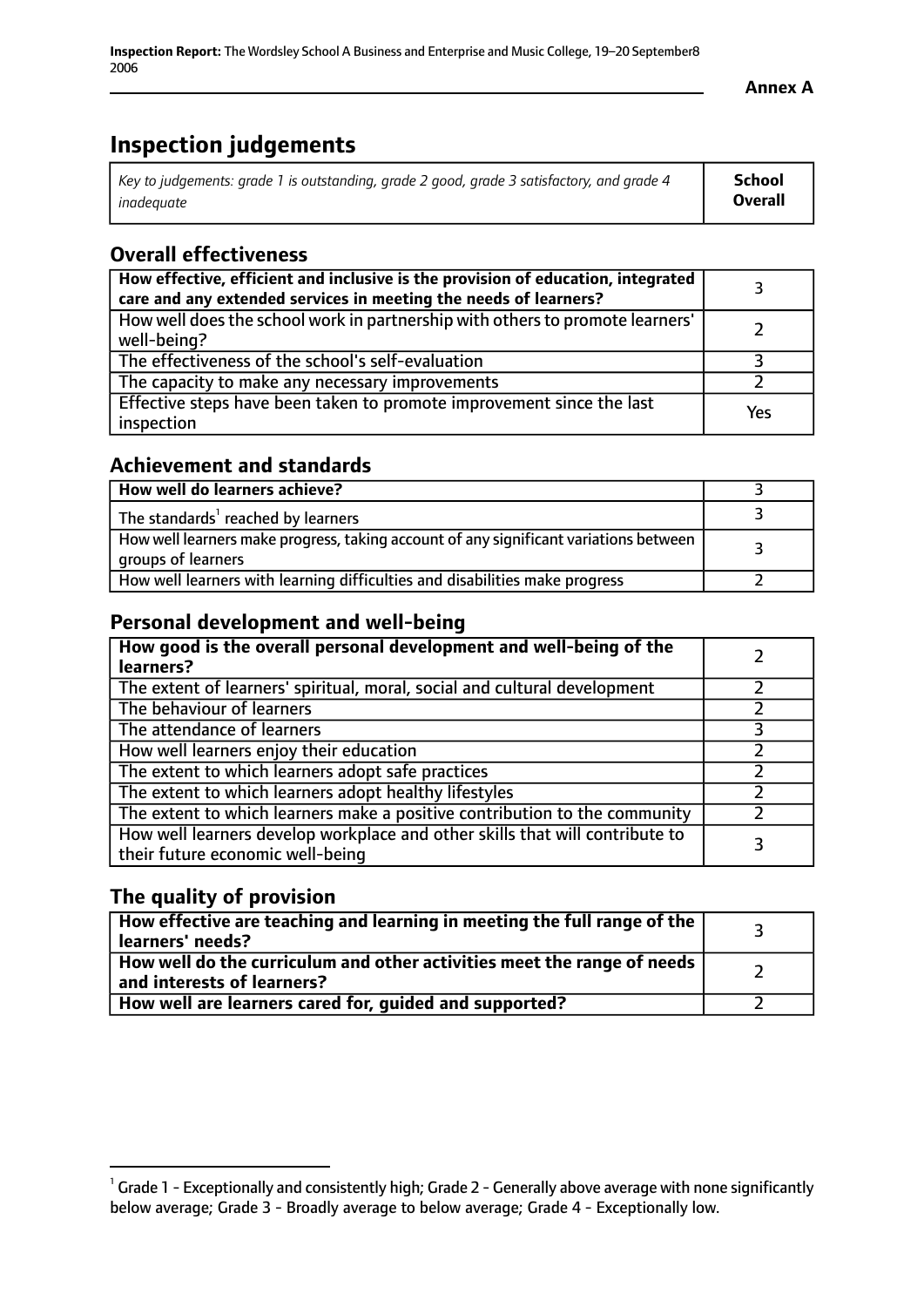# Inspection judgements

| *Key to judgements: grade 1 is outstanding, grade 2 good, grade 3 satisfactory, and grade 4 inadequate* | **School Overall** |
|---|---|

## Overall effectiveness

| | |
|---|---|
| **How effective, efficient and inclusive is the provision of education, integrated care and any extended services in meeting the needs of learners?** | 3 |
| How well does the school work in partnership with others to promote learners' well-being? | 2 |
| The effectiveness of the school's self-evaluation | 3 |
| The capacity to make any necessary improvements | 2 |
| Effective steps have been taken to promote improvement since the last inspection | Yes |

## Achievement and standards

| | |
|---|---|
| **How well do learners achieve?** | 3 |
| The standards[1] reached by learners | 3 |
| How well learners make progress, taking account of any significant variations between groups of learners | 3 |
| How well learners with learning difficulties and disabilities make progress | 2 |

## Personal development and well-being

| | |
|---|---|
| **How good is the overall personal development and well-being of the learners?** | 2 |
| The extent of learners' spiritual, moral, social and cultural development | 2 |
| The behaviour of learners | 2 |
| The attendance of learners | 3 |
| How well learners enjoy their education | 2 |
| The extent to which learners adopt safe practices | 2 |
| The extent to which learners adopt healthy lifestyles | 2 |
| The extent to which learners make a positive contribution to the community | 2 |
| How well learners develop workplace and other skills that will contribute to their future economic well-being | 3 |

## The quality of provision

| | |
|---|---|
| **How effective are teaching and learning in meeting the full range of the learners' needs?** | 3 |
| **How well do the curriculum and other activities meet the range of needs and interests of learners?** | 2 |
| **How well are learners cared for, guided and supported?** | 2 |

[1] Grade 1 - Exceptionally and consistently high; Grade 2 - Generally above average with none significantly below average; Grade 3 - Broadly average to below average; Grade 4 - Exceptionally low.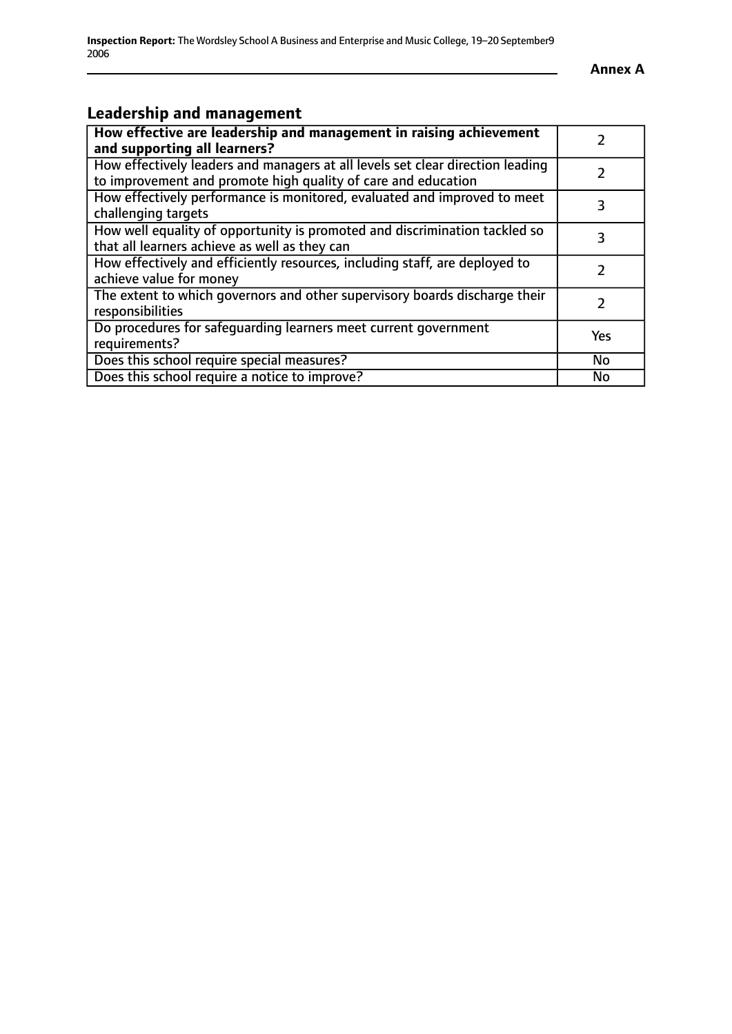## Leadership and management

| **How effective are leadership and management in raising achievement and supporting all learners?** | 2 |
|---|---|
| How effectively leaders and managers at all levels set clear direction leading to improvement and promote high quality of care and education | 2 |
| How effectively performance is monitored, evaluated and improved to meet challenging targets | 3 |
| How well equality of opportunity is promoted and discrimination tackled so that all learners achieve as well as they can | 3 |
| How effectively and efficiently resources, including staff, are deployed to achieve value for money | 2 |
| The extent to which governors and other supervisory boards discharge their responsibilities | 2 |
| Do procedures for safeguarding learners meet current government requirements? | Yes |
| Does this school require special measures? | No |
| Does this school require a notice to improve? | No |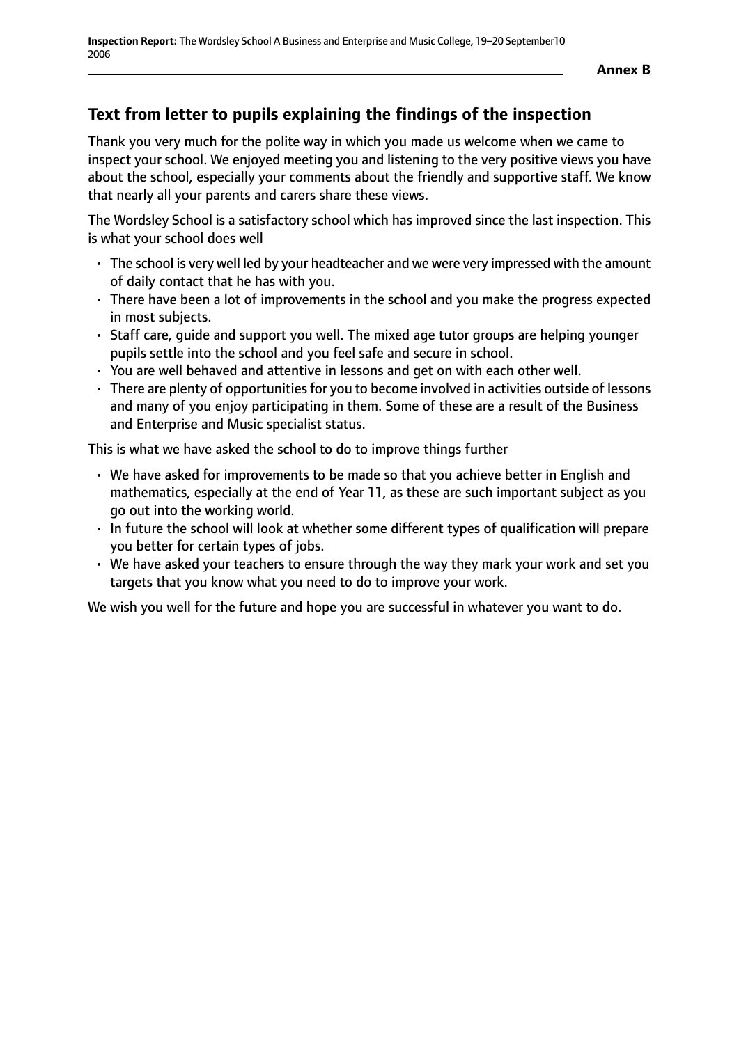## Text from letter to pupils explaining the findings of the inspection

Thank you very much for the polite way in which you made us welcome when we came to inspect your school. We enjoyed meeting you and listening to the very positive views you have about the school, especially your comments about the friendly and supportive staff. We know that nearly all your parents and carers share these views.

The Wordsley School is a satisfactory school which has improved since the last inspection. This is what your school does well

- The school is very well led by your headteacher and we were very impressed with the amount of daily contact that he has with you.
- There have been a lot of improvements in the school and you make the progress expected in most subjects.
- Staff care, guide and support you well. The mixed age tutor groups are helping younger pupils settle into the school and you feel safe and secure in school.
- You are well behaved and attentive in lessons and get on with each other well.
- There are plenty of opportunities for you to become involved in activities outside of lessons and many of you enjoy participating in them. Some of these are a result of the Business and Enterprise and Music specialist status.

This is what we have asked the school to do to improve things further

- We have asked for improvements to be made so that you achieve better in English and mathematics, especially at the end of Year 11, as these are such important subject as you go out into the working world.
- In future the school will look at whether some different types of qualification will prepare you better for certain types of jobs.
- We have asked your teachers to ensure through the way they mark your work and set you targets that you know what you need to do to improve your work.

We wish you well for the future and hope you are successful in whatever you want to do.